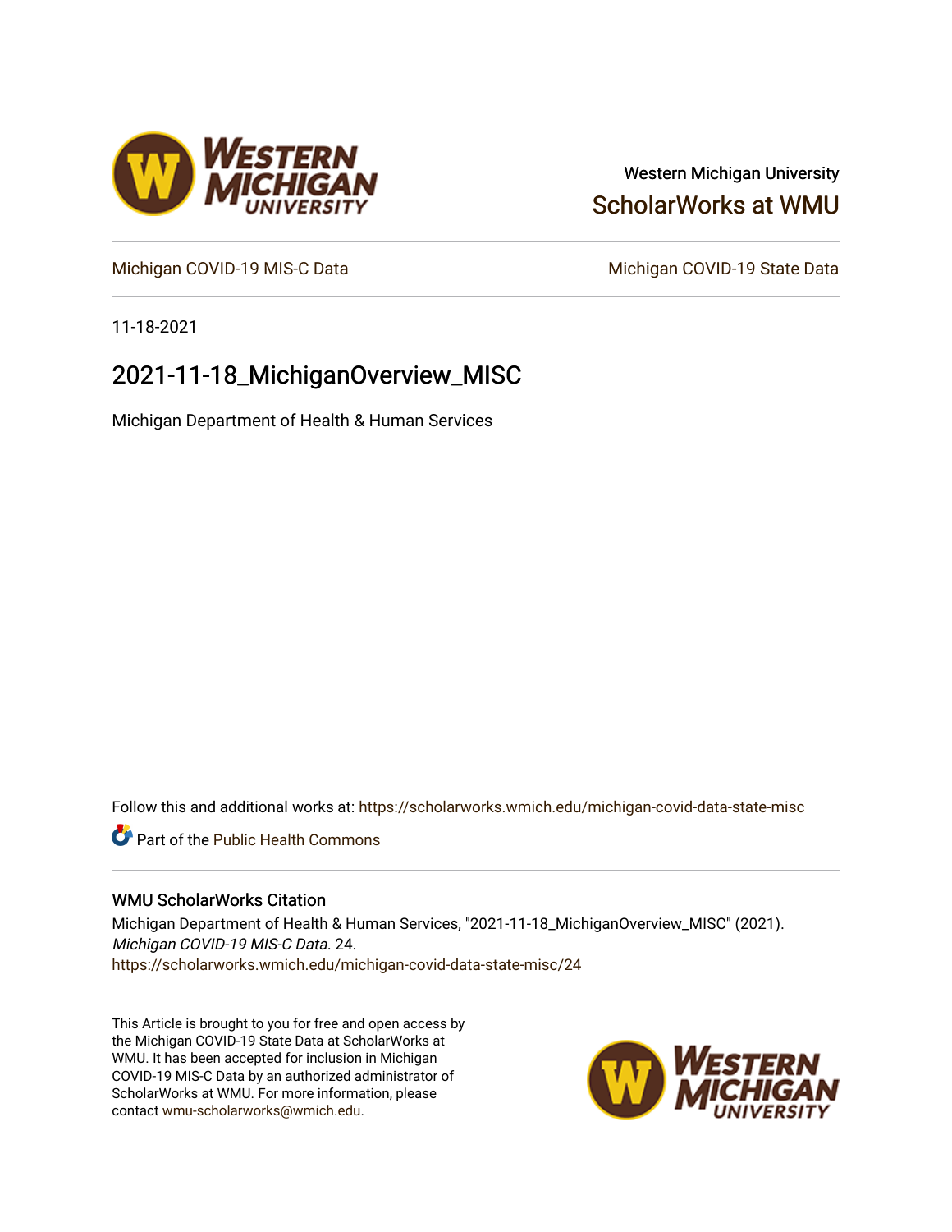Western Michigan University

ScholarWorks at WMU

Michigan COVID-19 MIS-C Data

Michigan COVID-19 State Data

11-18-2021

# 2021-11-18_MichiganOverview_MISC

Michigan Department of Health & Human Services

Follow this and additional works at: https://scholarworks.wmich.edu/michigan-covid-data-state-misc

Part of the Public Health Commons

## WMU ScholarWorks Citation

Michigan Department of Health & Human Services, "2021-11-18_MichiganOverview_MISC" (2021). *Michigan COVID-19 MIS-C Data*. 24.
https://scholarworks.wmich.edu/michigan-covid-data-state-misc/24

This Article is brought to you for free and open access by the Michigan COVID-19 State Data at ScholarWorks at WMU. It has been accepted for inclusion in Michigan COVID-19 MIS-C Data by an authorized administrator of ScholarWorks at WMU. For more information, please contact wmu-scholarworks@wmich.edu.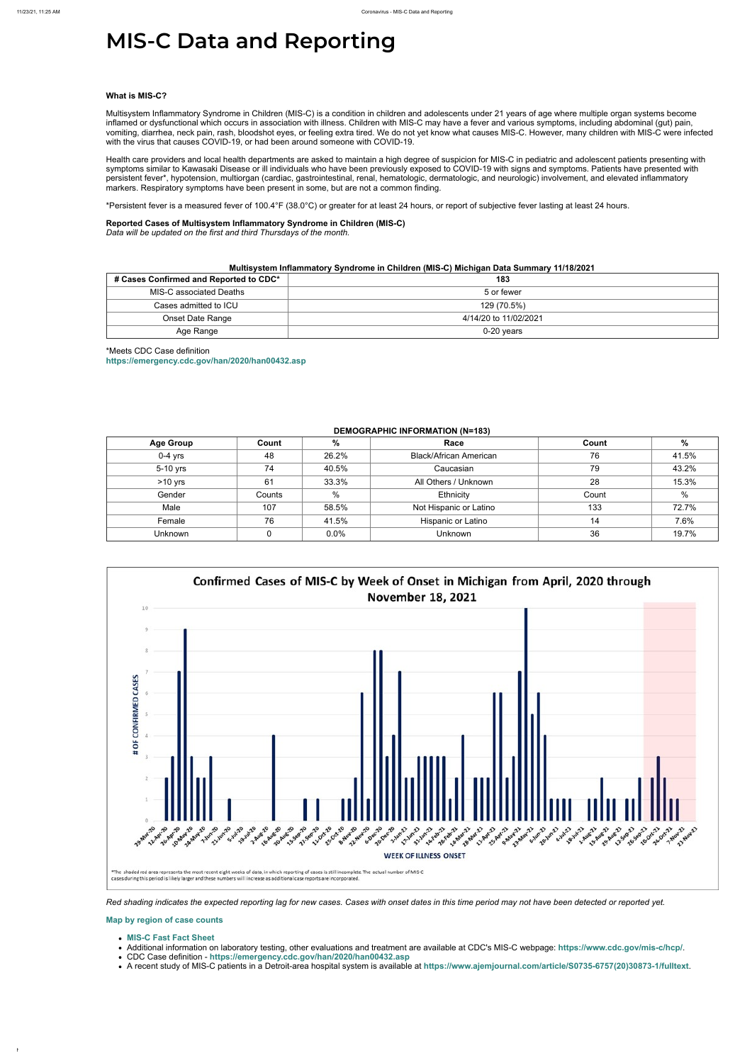# MIS-C Data and Reporting

**What is MIS-C?**

Multisystem Inflammatory Syndrome in Children (MIS-C) is a condition in children and adolescents under 21 years of age where multiple organ systems become inflamed or dysfunctional which occurs in association with illness. Children with MIS-C may have a fever and various symptoms, including abdominal (gut) pain, vomiting, diarrhea, neck pain, rash, bloodshot eyes, or feeling extra tired. We do not yet know what causes MIS-C. However, many children with MIS-C were infected with the virus that causes COVID-19, or had been around someone with COVID-19.

Health care providers and local health departments are asked to maintain a high degree of suspicion for MIS-C in pediatric and adolescent patients presenting with symptoms similar to Kawasaki Disease or ill individuals who have been previously exposed to COVID-19 with signs and symptoms. Patients have presented with persistent fever*, hypotension, multiorgan (cardiac, gastrointestinal, renal, hematologic, dermatologic, and neurologic) involvement, and elevated inflammatory markers. Respiratory symptoms have been present in some, but are not a common finding.

*Persistent fever is a measured fever of 100.4°F (38.0°C) or greater for at least 24 hours, or report of subjective fever lasting at least 24 hours.

**Reported Cases of Multisystem Inflammatory Syndrome in Children (MIS-C)**
*Data will be updated on the first and third Thursdays of the month.*

**Multisystem Inflammatory Syndrome in Children (MIS-C) Michigan Data Summary 11/18/2021**

| # Cases Confirmed and Reported to CDC* | 183 |
|---|---|
| MIS-C associated Deaths | 5 or fewer |
| Cases admitted to ICU | 129 (70.5%) |
| Onset Date Range | 4/14/20 to 11/02/2021 |
| Age Range | 0-20 years |

*Meets CDC Case definition
https://emergency.cdc.gov/han/2020/han00432.asp

**DEMOGRAPHIC INFORMATION (N=183)**

| Age Group | Count | % | Race | Count | % |
|---|---|---|---|---|---|
| 0-4 yrs | 48 | 26.2% | Black/African American | 76 | 41.5% |
| 5-10 yrs | 74 | 40.5% | Caucasian | 79 | 43.2% |
| >10 yrs | 61 | 33.3% | All Others / Unknown | 28 | 15.3% |
| Gender | Counts | % | Ethnicity | Count | % |
| Male | 107 | 58.5% | Not Hispanic or Latino | 133 | 72.7% |
| Female | 76 | 41.5% | Hispanic or Latino | 14 | 7.6% |
| Unknown | 0 | 0.0% | Unknown | 36 | 19.7% |

Confirmed Cases of MIS-C by Week of Onset in Michigan from April, 2020 through November 18, 2021

# OF CONFIRMED CASES

0
1
2
3
4
5
6
7
8
9
10

29-Mar-20, 12-Apr-20, 26-Apr-20, 10-May-20, 24-May-20, 7-Jun-20, 21-Jun-20, 5-Jul-20, 19-Jul-20, 2-Aug-20, 16-Aug-20, 30-Aug-20, 13-Sep-20, 27-Sep-20, 11-Oct-20, 25-Oct-20, 8-Nov-20, 22-Nov-20, 6-Dec-20, 20-Dec-20, 3-Jan-21, 17-Jan-21, 31-Jan-21, 14-Feb-21, 28-Feb-21, 14-Mar-21, 28-Mar-21, 11-Apr-21, 25-Apr-21, 9-May-21, 23-May-21, 6-Jun-21, 20-Jun-21, 4-Jul-21, 18-Jul-21, 1-Aug-21, 15-Aug-21, 29-Aug-21, 12-Sep-21, 26-Sep-21, 10-Oct-21, 24-Oct-21, 7-Nov-21, 21-Nov-21

WEEK OF ILLNESS ONSET

*The shaded red area represents the most recent eight weeks of data, in which reporting of cases is still incomplete. The actual number of MIS-C cases during this period is likely larger and these numbers will increase as additional case reports are incorporated.

*Red shading indicates the expected reporting lag for new cases. Cases with onset dates in this time period may not have been detected or reported yet.*

**Map by region of case counts**

- **MIS-C Fast Fact Sheet**
- Additional information on laboratory testing, other evaluations and treatment are available at CDC's MIS-C webpage: **https://www.cdc.gov/mis-c/hcp/**.
- CDC Case definition - **https://emergency.cdc.gov/han/2020/han00432.asp**
- A recent study of MIS-C patients in a Detroit-area hospital system is available at **https://www.ajemjournal.com/article/S0735-6757(20)30873-1/fulltext**.